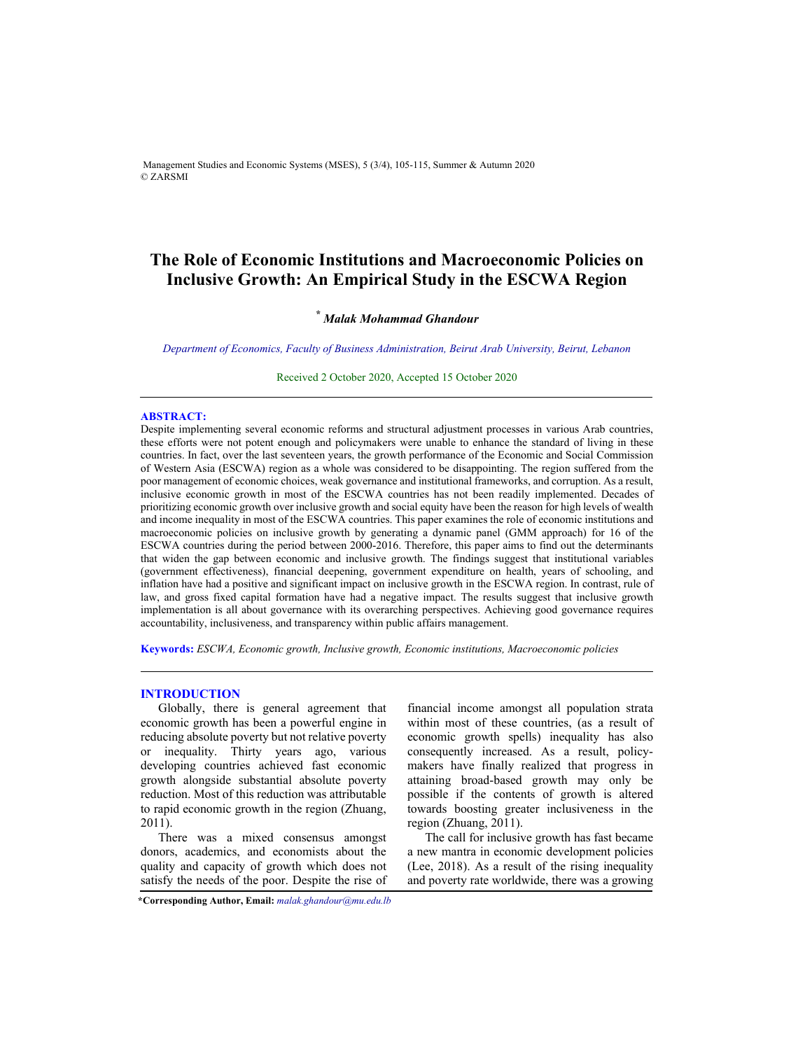# The Role of Economic Institutions and Macroeconomic Policies on Inclusive Growth: An Empirical Study in the ESCWA Region

**[*] *Malak Mohammad Ghandour***

*Department of Economics, Faculty of Business Administration, Beirut Arab University, Beirut, Lebanon*

Received 2 October 2020, Accepted 15 October 2020

---

**ABSTRACT:**

Despite implementing several economic reforms and structural adjustment processes in various Arab countries, these efforts were not potent enough and policymakers were unable to enhance the standard of living in these countries. In fact, over the last seventeen years, the growth performance of the Economic and Social Commission of Western Asia (ESCWA) region as a whole was considered to be disappointing. The region suffered from the poor management of economic choices, weak governance and institutional frameworks, and corruption. As a result, inclusive economic growth in most of the ESCWA countries has not been readily implemented. Decades of prioritizing economic growth over inclusive growth and social equity have been the reason for high levels of wealth and income inequality in most of the ESCWA countries. This paper examines the role of economic institutions and macroeconomic policies on inclusive growth by generating a dynamic panel (GMM approach) for 16 of the ESCWA countries during the period between 2000-2016. Therefore, this paper aims to find out the determinants that widen the gap between economic and inclusive growth. The findings suggest that institutional variables (government effectiveness), financial deepening, government expenditure on health, years of schooling, and inflation have had a positive and significant impact on inclusive growth in the ESCWA region. In contrast, rule of law, and gross fixed capital formation have had a negative impact. The results suggest that inclusive growth implementation is all about governance with its overarching perspectives. Achieving good governance requires accountability, inclusiveness, and transparency within public affairs management.

**Keywords:** *ESCWA, Economic growth, Inclusive growth, Economic institutions, Macroeconomic policies*

---

## INTRODUCTION

Globally, there is general agreement that economic growth has been a powerful engine in reducing absolute poverty but not relative poverty or inequality. Thirty years ago, various developing countries achieved fast economic growth alongside substantial absolute poverty reduction. Most of this reduction was attributable to rapid economic growth in the region (Zhuang, 2011).

There was a mixed consensus amongst donors, academics, and economists about the quality and capacity of growth which does not satisfy the needs of the poor. Despite the rise of financial income amongst all population strata within most of these countries, (as a result of economic growth spells) inequality has also consequently increased. As a result, policy-makers have finally realized that progress in attaining broad-based growth may only be possible if the contents of growth is altered towards boosting greater inclusiveness in the region (Zhuang, 2011).

The call for inclusive growth has fast became a new mantra in economic development policies (Lee, 2018). As a result of the rising inequality and poverty rate worldwide, there was a growing

**\*Corresponding Author, Email:** *malak.ghandour@mu.edu.lb*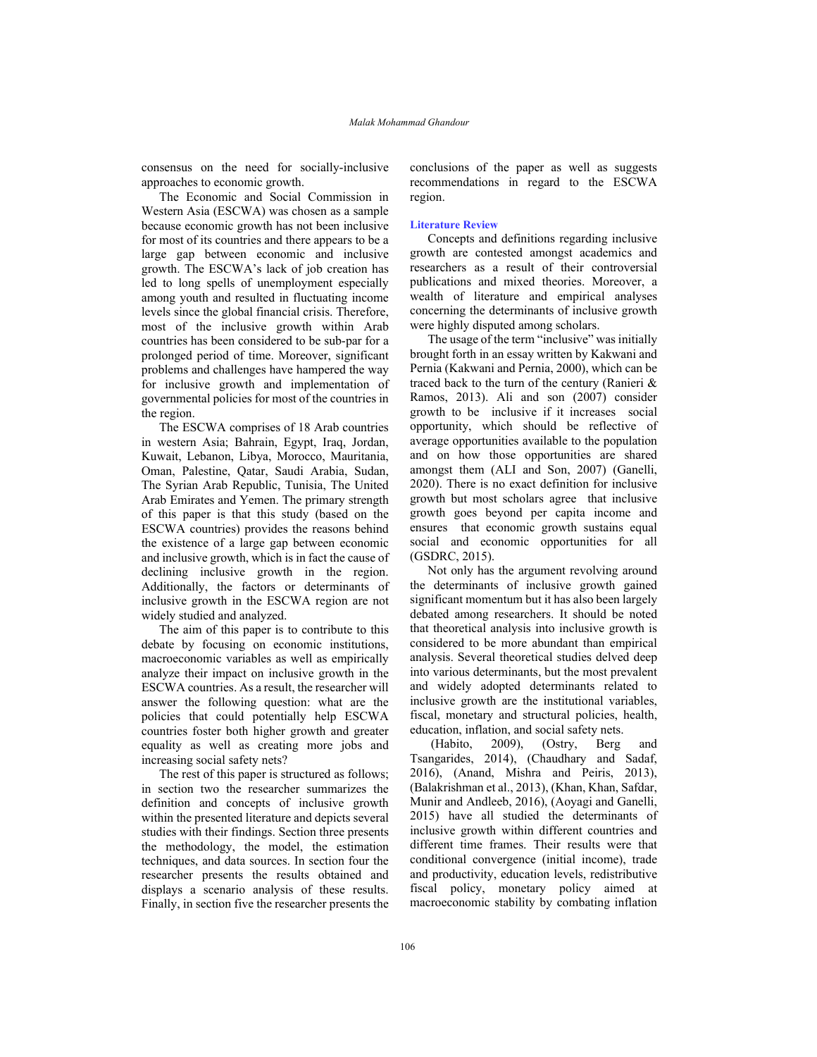consensus on the need for socially-inclusive approaches to economic growth.

The Economic and Social Commission in Western Asia (ESCWA) was chosen as a sample because economic growth has not been inclusive for most of its countries and there appears to be a large gap between economic and inclusive growth. The ESCWA's lack of job creation has led to long spells of unemployment especially among youth and resulted in fluctuating income levels since the global financial crisis. Therefore, most of the inclusive growth within Arab countries has been considered to be sub-par for a prolonged period of time. Moreover, significant problems and challenges have hampered the way for inclusive growth and implementation of governmental policies for most of the countries in the region.

The ESCWA comprises of 18 Arab countries in western Asia; Bahrain, Egypt, Iraq, Jordan, Kuwait, Lebanon, Libya, Morocco, Mauritania, Oman, Palestine, Qatar, Saudi Arabia, Sudan, The Syrian Arab Republic, Tunisia, The United Arab Emirates and Yemen. The primary strength of this paper is that this study (based on the ESCWA countries) provides the reasons behind the existence of a large gap between economic and inclusive growth, which is in fact the cause of declining inclusive growth in the region. Additionally, the factors or determinants of inclusive growth in the ESCWA region are not widely studied and analyzed.

The aim of this paper is to contribute to this debate by focusing on economic institutions, macroeconomic variables as well as empirically analyze their impact on inclusive growth in the ESCWA countries. As a result, the researcher will answer the following question: what are the policies that could potentially help ESCWA countries foster both higher growth and greater equality as well as creating more jobs and increasing social safety nets?

The rest of this paper is structured as follows; in section two the researcher summarizes the definition and concepts of inclusive growth within the presented literature and depicts several studies with their findings. Section three presents the methodology, the model, the estimation techniques, and data sources. In section four the researcher presents the results obtained and displays a scenario analysis of these results. Finally, in section five the researcher presents the conclusions of the paper as well as suggests recommendations in regard to the ESCWA region.

## Literature Review

Concepts and definitions regarding inclusive growth are contested amongst academics and researchers as a result of their controversial publications and mixed theories. Moreover, a wealth of literature and empirical analyses concerning the determinants of inclusive growth were highly disputed among scholars.

The usage of the term "inclusive" was initially brought forth in an essay written by Kakwani and Pernia (Kakwani and Pernia, 2000), which can be traced back to the turn of the century (Ranieri & Ramos, 2013). Ali and son (2007) consider growth to be inclusive if it increases social opportunity, which should be reflective of average opportunities available to the population and on how those opportunities are shared amongst them (ALI and Son, 2007) (Ganelli, 2020). There is no exact definition for inclusive growth but most scholars agree that inclusive growth goes beyond per capita income and ensures that economic growth sustains equal social and economic opportunities for all (GSDRC, 2015).

Not only has the argument revolving around the determinants of inclusive growth gained significant momentum but it has also been largely debated among researchers. It should be noted that theoretical analysis into inclusive growth is considered to be more abundant than empirical analysis. Several theoretical studies delved deep into various determinants, but the most prevalent and widely adopted determinants related to inclusive growth are the institutional variables, fiscal, monetary and structural policies, health, education, inflation, and social safety nets.

(Habito, 2009), (Ostry, Berg and Tsangarides, 2014), (Chaudhary and Sadaf, 2016), (Anand, Mishra and Peiris, 2013), (Balakrishman et al., 2013), (Khan, Khan, Safdar, Munir and Andleeb, 2016), (Aoyagi and Ganelli, 2015) have all studied the determinants of inclusive growth within different countries and different time frames. Their results were that conditional convergence (initial income), trade and productivity, education levels, redistributive fiscal policy, monetary policy aimed at macroeconomic stability by combating inflation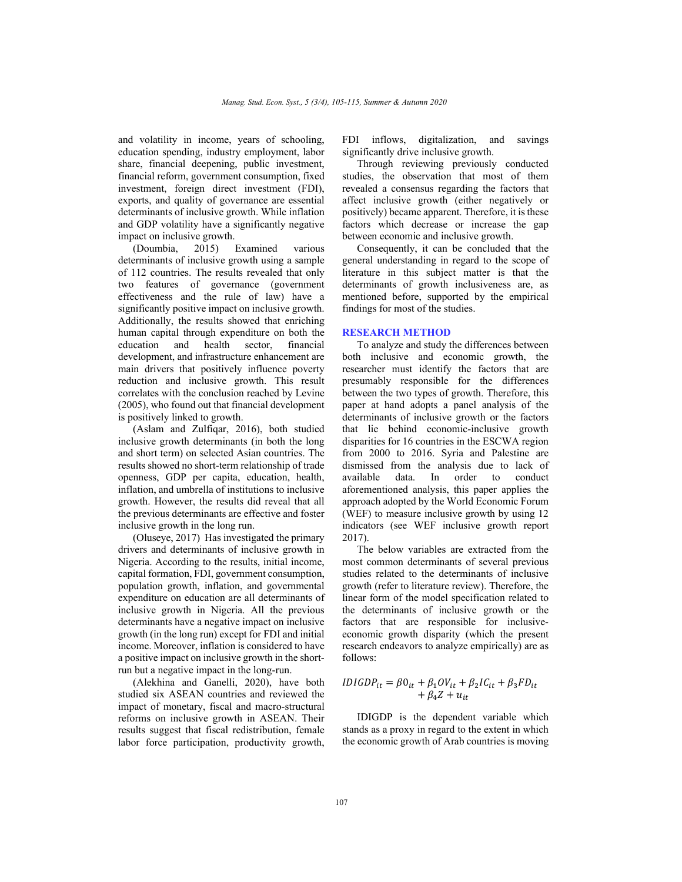and volatility in income, years of schooling, education spending, industry employment, labor share, financial deepening, public investment, financial reform, government consumption, fixed investment, foreign direct investment (FDI), exports, and quality of governance are essential determinants of inclusive growth. While inflation and GDP volatility have a significantly negative impact on inclusive growth.

(Doumbia, 2015) Examined various determinants of inclusive growth using a sample of 112 countries. The results revealed that only two features of governance (government effectiveness and the rule of law) have a significantly positive impact on inclusive growth. Additionally, the results showed that enriching human capital through expenditure on both the education and health sector, financial development, and infrastructure enhancement are main drivers that positively influence poverty reduction and inclusive growth. This result correlates with the conclusion reached by Levine (2005), who found out that financial development is positively linked to growth.

(Aslam and Zulfiqar, 2016), both studied inclusive growth determinants (in both the long and short term) on selected Asian countries. The results showed no short-term relationship of trade openness, GDP per capita, education, health, inflation, and umbrella of institutions to inclusive growth. However, the results did reveal that all the previous determinants are effective and foster inclusive growth in the long run.

(Oluseye, 2017) Has investigated the primary drivers and determinants of inclusive growth in Nigeria. According to the results, initial income, capital formation, FDI, government consumption, population growth, inflation, and governmental expenditure on education are all determinants of inclusive growth in Nigeria. All the previous determinants have a negative impact on inclusive growth (in the long run) except for FDI and initial income. Moreover, inflation is considered to have a positive impact on inclusive growth in the short-run but a negative impact in the long-run.

(Alekhina and Ganelli, 2020), have both studied six ASEAN countries and reviewed the impact of monetary, fiscal and macro-structural reforms on inclusive growth in ASEAN. Their results suggest that fiscal redistribution, female labor force participation, productivity growth, FDI inflows, digitalization, and savings significantly drive inclusive growth.

Through reviewing previously conducted studies, the observation that most of them revealed a consensus regarding the factors that affect inclusive growth (either negatively or positively) became apparent. Therefore, it is these factors which decrease or increase the gap between economic and inclusive growth.

Consequently, it can be concluded that the general understanding in regard to the scope of literature in this subject matter is that the determinants of growth inclusiveness are, as mentioned before, supported by the empirical findings for most of the studies.

## RESEARCH METHOD

To analyze and study the differences between both inclusive and economic growth, the researcher must identify the factors that are presumably responsible for the differences between the two types of growth. Therefore, this paper at hand adopts a panel analysis of the determinants of inclusive growth or the factors that lie behind economic-inclusive growth disparities for 16 countries in the ESCWA region from 2000 to 2016. Syria and Palestine are dismissed from the analysis due to lack of available data. In order to conduct aforementioned analysis, this paper applies the approach adopted by the World Economic Forum (WEF) to measure inclusive growth by using 12 indicators (see WEF inclusive growth report 2017).

The below variables are extracted from the most common determinants of several previous studies related to the determinants of inclusive growth (refer to literature review). Therefore, the linear form of the model specification related to the determinants of inclusive growth or the factors that are responsible for inclusive-economic growth disparity (which the present research endeavors to analyze empirically) are as follows:

$$IDIGDP_{it} = \beta 0_{it} + \beta_1 OV_{it} + \beta_2 IC_{it} + \beta_3 FD_{it} + \beta_4 Z + u_{it}$$

IDIGDP is the dependent variable which stands as a proxy in regard to the extent in which the economic growth of Arab countries is moving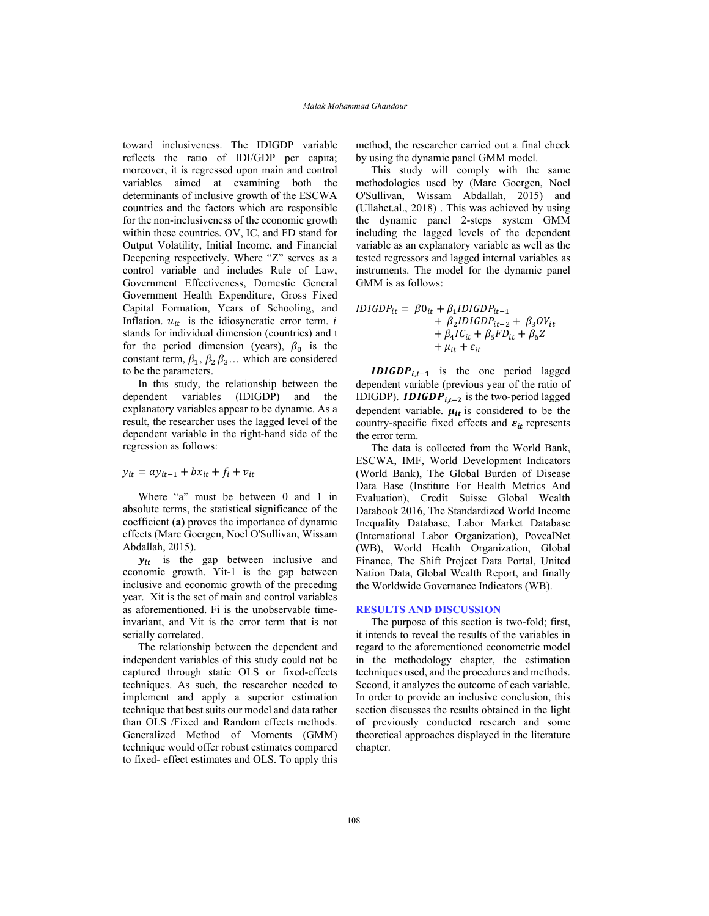toward inclusiveness. The IDIGDP variable reflects the ratio of IDI/GDP per capita; moreover, it is regressed upon main and control variables aimed at examining both the determinants of inclusive growth of the ESCWA countries and the factors which are responsible for the non-inclusiveness of the economic growth within these countries. OV, IC, and FD stand for Output Volatility, Initial Income, and Financial Deepening respectively. Where "Z" serves as a control variable and includes Rule of Law, Government Effectiveness, Domestic General Government Health Expenditure, Gross Fixed Capital Formation, Years of Schooling, and Inflation. $u_{it}$ is the idiosyncratic error term. $i$ stands for individual dimension (countries) and t for the period dimension (years), $\beta_0$ is the constant term, $\beta_1$, $\beta_2$ $\beta_3$… which are considered to be the parameters.

In this study, the relationship between the dependent variables (IDIGDP) and the explanatory variables appear to be dynamic. As a result, the researcher uses the lagged level of the dependent variable in the right-hand side of the regression as follows:

$$y_{it} = ay_{it-1} + bx_{it} + f_i + v_{it}$$

Where "a" must be between 0 and 1 in absolute terms, the statistical significance of the coefficient (**a)** proves the importance of dynamic effects (Marc Goergen, Noel O'Sullivan, Wissam Abdallah, 2015).

$\boldsymbol{y_{it}}$ is the gap between inclusive and economic growth. Yit-1 is the gap between inclusive and economic growth of the preceding year. Xit is the set of main and control variables as aforementioned. Fi is the unobservable time-invariant, and Vit is the error term that is not serially correlated.

The relationship between the dependent and independent variables of this study could not be captured through static OLS or fixed-effects techniques. As such, the researcher needed to implement and apply a superior estimation technique that best suits our model and data rather than OLS /Fixed and Random effects methods. Generalized Method of Moments (GMM) technique would offer robust estimates compared to fixed- effect estimates and OLS. To apply this method, the researcher carried out a final check by using the dynamic panel GMM model.

This study will comply with the same methodologies used by (Marc Goergen, Noel O'Sullivan, Wissam Abdallah, 2015) and (Ullahet.al., 2018) . This was achieved by using the dynamic panel 2-steps system GMM including the lagged levels of the dependent variable as an explanatory variable as well as the tested regressors and lagged internal variables as instruments. The model for the dynamic panel GMM is as follows:

$$\begin{aligned} IDIGDP_{it} = \ & \beta 0_{it} + \beta_1 IDIGDP_{it-1} \\ & + \beta_2 IDIGDP_{it-2} + \beta_3 OV_{it} \\ & + \beta_4 IC_{it} + \beta_5 FD_{it} + \beta_6 Z \\ & + \mu_{it} + \varepsilon_{it} \end{aligned}$$

$\boldsymbol{IDIGDP_{i,t-1}}$ is the one period lagged dependent variable (previous year of the ratio of IDIGDP). $\boldsymbol{IDIGDP_{i,t-2}}$ is the two-period lagged dependent variable. $\boldsymbol{\mu_{it}}$ is considered to be the country-specific fixed effects and $\boldsymbol{\varepsilon_{it}}$ represents the error term.

The data is collected from the World Bank, ESCWA, IMF, World Development Indicators (World Bank), The Global Burden of Disease Data Base (Institute For Health Metrics And Evaluation), Credit Suisse Global Wealth Databook 2016, The Standardized World Income Inequality Database, Labor Market Database (International Labor Organization), PovcalNet (WB), World Health Organization, Global Finance, The Shift Project Data Portal, United Nation Data, Global Wealth Report, and finally the Worldwide Governance Indicators (WB).

## RESULTS AND DISCUSSION

The purpose of this section is two-fold; first, it intends to reveal the results of the variables in regard to the aforementioned econometric model in the methodology chapter, the estimation techniques used, and the procedures and methods. Second, it analyzes the outcome of each variable. In order to provide an inclusive conclusion, this section discusses the results obtained in the light of previously conducted research and some theoretical approaches displayed in the literature chapter.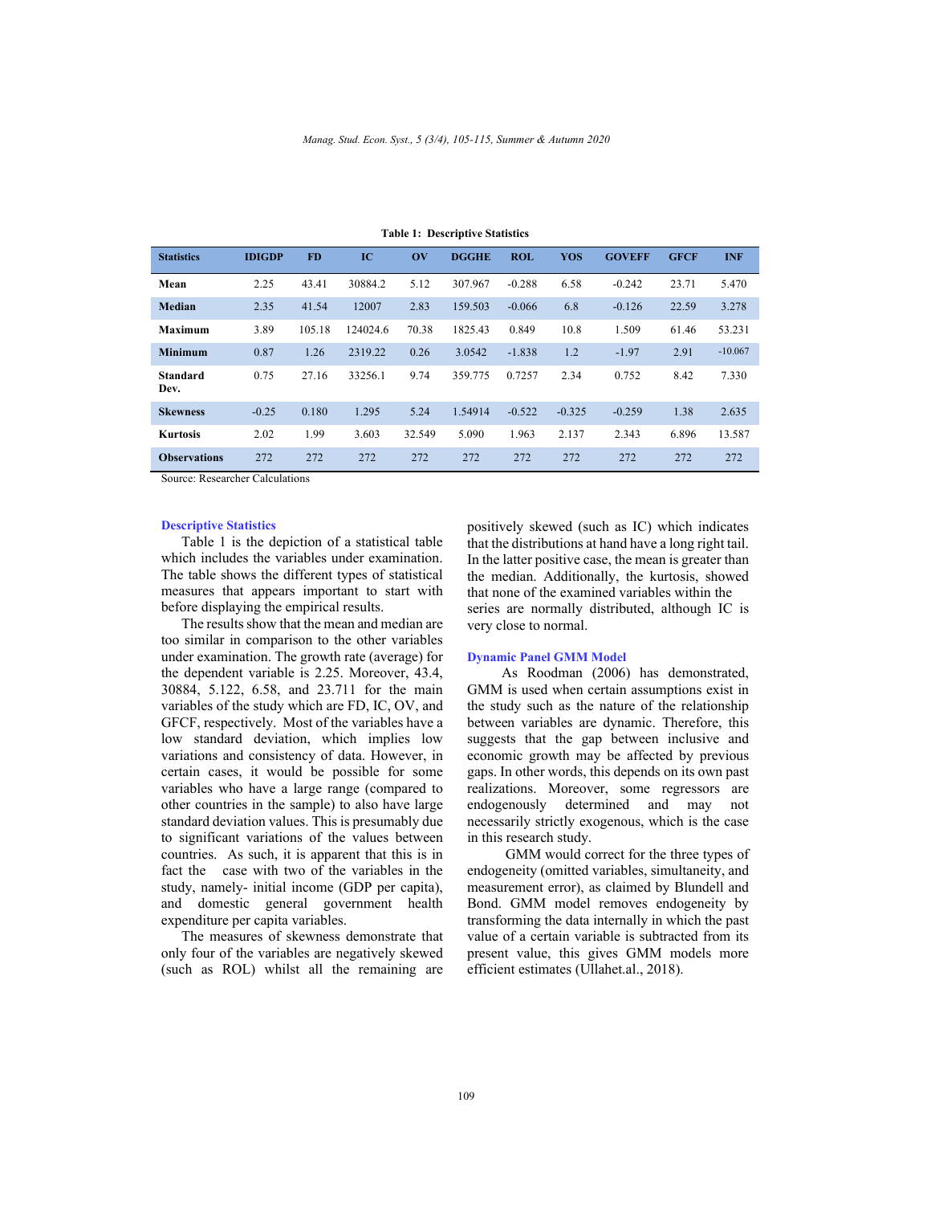Table 1: Descriptive Statistics

| Statistics | IDIGDP | FD | IC | OV | DGGHE | ROL | YOS | GOVEFF | GFCF | INF |
|---|---|---|---|---|---|---|---|---|---|---|
| Mean | 2.25 | 43.41 | 30884.2 | 5.12 | 307.967 | -0.288 | 6.58 | -0.242 | 23.71 | 5.470 |
| Median | 2.35 | 41.54 | 12007 | 2.83 | 159.503 | -0.066 | 6.8 | -0.126 | 22.59 | 3.278 |
| Maximum | 3.89 | 105.18 | 124024.6 | 70.38 | 1825.43 | 0.849 | 10.8 | 1.509 | 61.46 | 53.231 |
| Minimum | 0.87 | 1.26 | 2319.22 | 0.26 | 3.0542 | -1.838 | 1.2 | -1.97 | 2.91 | -10.067 |
| Standard Dev. | 0.75 | 27.16 | 33256.1 | 9.74 | 359.775 | 0.7257 | 2.34 | 0.752 | 8.42 | 7.330 |
| Skewness | -0.25 | 0.180 | 1.295 | 5.24 | 1.54914 | -0.522 | -0.325 | -0.259 | 1.38 | 2.635 |
| Kurtosis | 2.02 | 1.99 | 3.603 | 32.549 | 5.090 | 1.963 | 2.137 | 2.343 | 6.896 | 13.587 |
| Observations | 272 | 272 | 272 | 272 | 272 | 272 | 272 | 272 | 272 | 272 |

Source: Researcher Calculations

### Descriptive Statistics

Table 1 is the depiction of a statistical table which includes the variables under examination. The table shows the different types of statistical measures that appears important to start with before displaying the empirical results.

The results show that the mean and median are too similar in comparison to the other variables under examination. The growth rate (average) for the dependent variable is 2.25. Moreover, 43.4, 30884, 5.122, 6.58, and 23.711 for the main variables of the study which are FD, IC, OV, and GFCF, respectively. Most of the variables have a low standard deviation, which implies low variations and consistency of data. However, in certain cases, it would be possible for some variables who have a large range (compared to other countries in the sample) to also have large standard deviation values. This is presumably due to significant variations of the values between countries. As such, it is apparent that this is in fact the case with two of the variables in the study, namely- initial income (GDP per capita), and domestic general government health expenditure per capita variables.

The measures of skewness demonstrate that only four of the variables are negatively skewed (such as ROL) whilst all the remaining are positively skewed (such as IC) which indicates that the distributions at hand have a long right tail. In the latter positive case, the mean is greater than the median. Additionally, the kurtosis, showed that none of the examined variables within the series are normally distributed, although IC is very close to normal.

### Dynamic Panel GMM Model

As Roodman (2006) has demonstrated, GMM is used when certain assumptions exist in the study such as the nature of the relationship between variables are dynamic. Therefore, this suggests that the gap between inclusive and economic growth may be affected by previous gaps. In other words, this depends on its own past realizations. Moreover, some regressors are endogenously determined and may not necessarily strictly exogenous, which is the case in this research study.

GMM would correct for the three types of endogeneity (omitted variables, simultaneity, and measurement error), as claimed by Blundell and Bond. GMM model removes endogeneity by transforming the data internally in which the past value of a certain variable is subtracted from its present value, this gives GMM models more efficient estimates (Ullahet.al., 2018).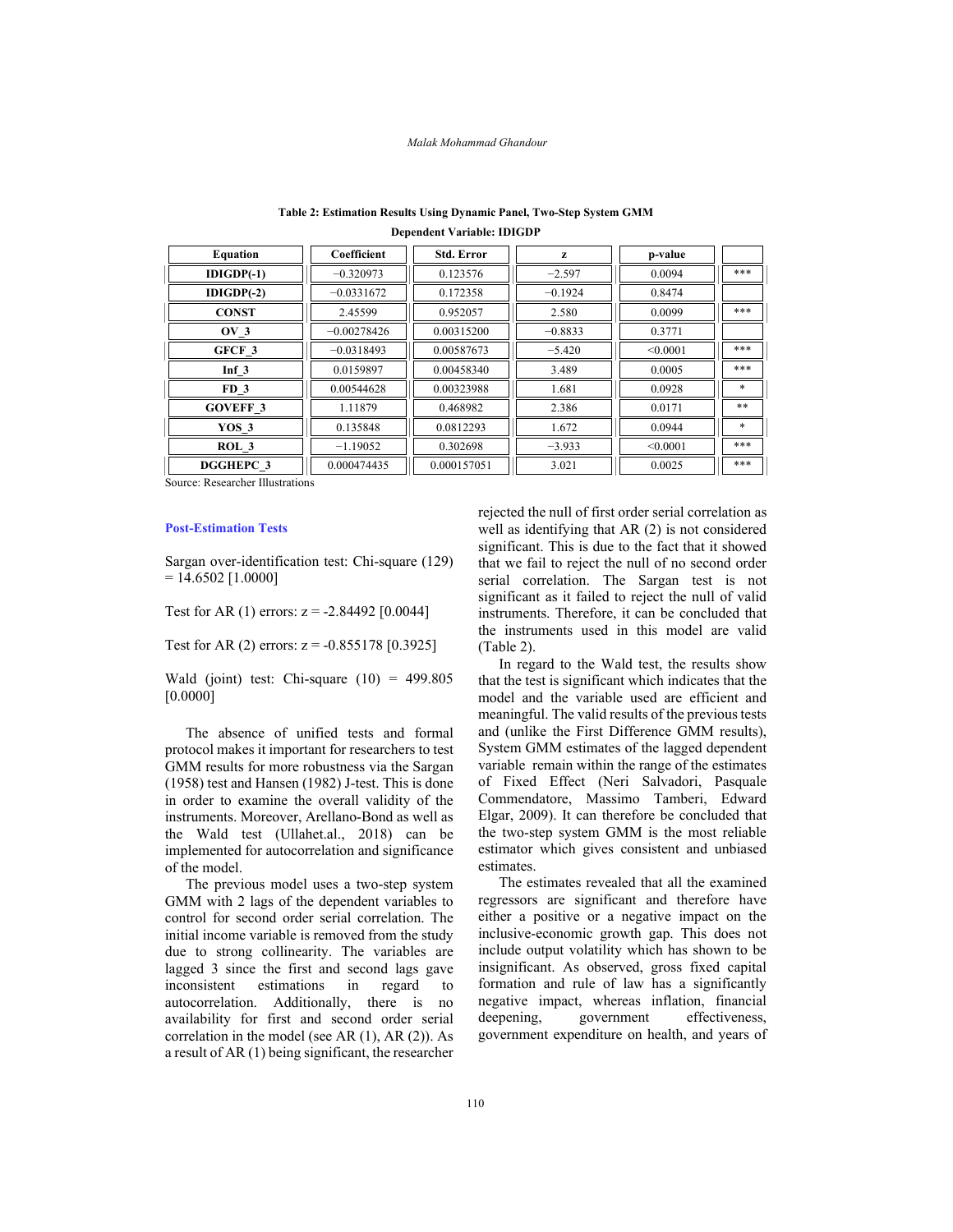**Table 2: Estimation Results Using Dynamic Panel, Two-Step System GMM**

**Dependent Variable: IDIGDP**

| Equation | Coefficient | Std. Error | z | p-value | |
|---|---|---|---|---|---|
| IDIGDP(-1) | −0.320973 | 0.123576 | −2.597 | 0.0094 | *** |
| IDIGDP(-2) | −0.0331672 | 0.172358 | −0.1924 | 0.8474 | |
| CONST | 2.45599 | 0.952057 | 2.580 | 0.0099 | *** |
| OV_3 | −0.00278426 | 0.00315200 | −0.8833 | 0.3771 | |
| GFCF_3 | −0.0318493 | 0.00587673 | −5.420 | <0.0001 | *** |
| Inf_3 | 0.0159897 | 0.00458340 | 3.489 | 0.0005 | *** |
| FD_3 | 0.00544628 | 0.00323988 | 1.681 | 0.0928 | * |
| GOVEFF_3 | 1.11879 | 0.468982 | 2.386 | 0.0171 | ** |
| YOS_3 | 0.135848 | 0.0812293 | 1.672 | 0.0944 | * |
| ROL_3 | −1.19052 | 0.302698 | −3.933 | <0.0001 | *** |
| DGGHEPC_3 | 0.000474435 | 0.000157051 | 3.021 | 0.0025 | *** |

Source: Researcher Illustrations

### Post-Estimation Tests

Sargan over-identification test: Chi-square (129) = 14.6502 [1.0000]

Test for AR (1) errors: z = -2.84492 [0.0044]

Test for AR (2) errors: z = -0.855178 [0.3925]

Wald (joint) test: Chi-square (10) = 499.805 [0.0000]

The absence of unified tests and formal protocol makes it important for researchers to test GMM results for more robustness via the Sargan (1958) test and Hansen (1982) J-test. This is done in order to examine the overall validity of the instruments. Moreover, Arellano-Bond as well as the Wald test (Ullahet.al., 2018) can be implemented for autocorrelation and significance of the model.

The previous model uses a two-step system GMM with 2 lags of the dependent variables to control for second order serial correlation. The initial income variable is removed from the study due to strong collinearity. The variables are lagged 3 since the first and second lags gave inconsistent estimations in regard to autocorrelation. Additionally, there is no availability for first and second order serial correlation in the model (see AR (1), AR (2)). As a result of AR (1) being significant, the researcher rejected the null of first order serial correlation as well as identifying that AR (2) is not considered significant. This is due to the fact that it showed that we fail to reject the null of no second order serial correlation. The Sargan test is not significant as it failed to reject the null of valid instruments. Therefore, it can be concluded that the instruments used in this model are valid (Table 2).

In regard to the Wald test, the results show that the test is significant which indicates that the model and the variable used are efficient and meaningful. The valid results of the previous tests and (unlike the First Difference GMM results), System GMM estimates of the lagged dependent variable remain within the range of the estimates of Fixed Effect (Neri Salvadori, Pasquale Commendatore, Massimo Tamberi, Edward Elgar, 2009). It can therefore be concluded that the two-step system GMM is the most reliable estimator which gives consistent and unbiased estimates.

The estimates revealed that all the examined regressors are significant and therefore have either a positive or a negative impact on the inclusive-economic growth gap. This does not include output volatility which has shown to be insignificant. As observed, gross fixed capital formation and rule of law has a significantly negative impact, whereas inflation, financial deepening, government effectiveness, government expenditure on health, and years of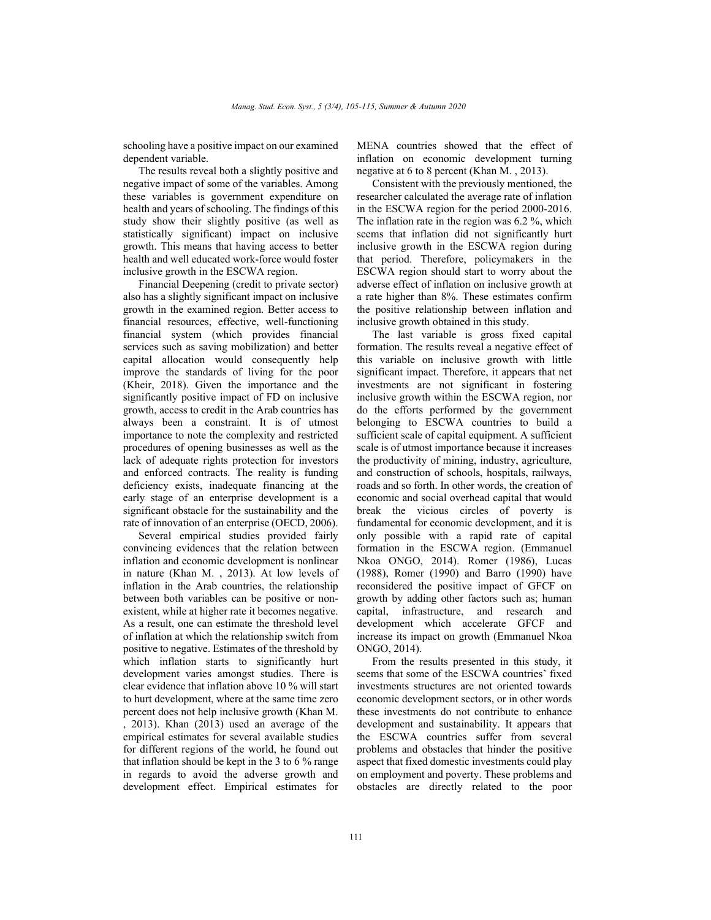schooling have a positive impact on our examined dependent variable.

The results reveal both a slightly positive and negative impact of some of the variables. Among these variables is government expenditure on health and years of schooling. The findings of this study show their slightly positive (as well as statistically significant) impact on inclusive growth. This means that having access to better health and well educated work-force would foster inclusive growth in the ESCWA region.

Financial Deepening (credit to private sector) also has a slightly significant impact on inclusive growth in the examined region. Better access to financial resources, effective, well-functioning financial system (which provides financial services such as saving mobilization) and better capital allocation would consequently help improve the standards of living for the poor (Kheir, 2018). Given the importance and the significantly positive impact of FD on inclusive growth, access to credit in the Arab countries has always been a constraint. It is of utmost importance to note the complexity and restricted procedures of opening businesses as well as the lack of adequate rights protection for investors and enforced contracts. The reality is funding deficiency exists, inadequate financing at the early stage of an enterprise development is a significant obstacle for the sustainability and the rate of innovation of an enterprise (OECD, 2006).

Several empirical studies provided fairly convincing evidences that the relation between inflation and economic development is nonlinear in nature (Khan M. , 2013). At low levels of inflation in the Arab countries, the relationship between both variables can be positive or non-existent, while at higher rate it becomes negative. As a result, one can estimate the threshold level of inflation at which the relationship switch from positive to negative. Estimates of the threshold by which inflation starts to significantly hurt development varies amongst studies. There is clear evidence that inflation above 10 % will start to hurt development, where at the same time zero percent does not help inclusive growth (Khan M. , 2013). Khan (2013) used an average of the empirical estimates for several available studies for different regions of the world, he found out that inflation should be kept in the 3 to 6 % range in regards to avoid the adverse growth and development effect. Empirical estimates for MENA countries showed that the effect of inflation on economic development turning negative at 6 to 8 percent (Khan M. , 2013).

Consistent with the previously mentioned, the researcher calculated the average rate of inflation in the ESCWA region for the period 2000-2016. The inflation rate in the region was 6.2 %, which seems that inflation did not significantly hurt inclusive growth in the ESCWA region during that period. Therefore, policymakers in the ESCWA region should start to worry about the adverse effect of inflation on inclusive growth at a rate higher than 8%. These estimates confirm the positive relationship between inflation and inclusive growth obtained in this study.

The last variable is gross fixed capital formation. The results reveal a negative effect of this variable on inclusive growth with little significant impact. Therefore, it appears that net investments are not significant in fostering inclusive growth within the ESCWA region, nor do the efforts performed by the government belonging to ESCWA countries to build a sufficient scale of capital equipment. A sufficient scale is of utmost importance because it increases the productivity of mining, industry, agriculture, and construction of schools, hospitals, railways, roads and so forth. In other words, the creation of economic and social overhead capital that would break the vicious circles of poverty is fundamental for economic development, and it is only possible with a rapid rate of capital formation in the ESCWA region. (Emmanuel Nkoa ONGO, 2014). Romer (1986), Lucas (1988), Romer (1990) and Barro (1990) have reconsidered the positive impact of GFCF on growth by adding other factors such as; human capital, infrastructure, and research and development which accelerate GFCF and increase its impact on growth (Emmanuel Nkoa ONGO, 2014).

From the results presented in this study, it seems that some of the ESCWA countries' fixed investments structures are not oriented towards economic development sectors, or in other words these investments do not contribute to enhance development and sustainability. It appears that the ESCWA countries suffer from several problems and obstacles that hinder the positive aspect that fixed domestic investments could play on employment and poverty. These problems and obstacles are directly related to the poor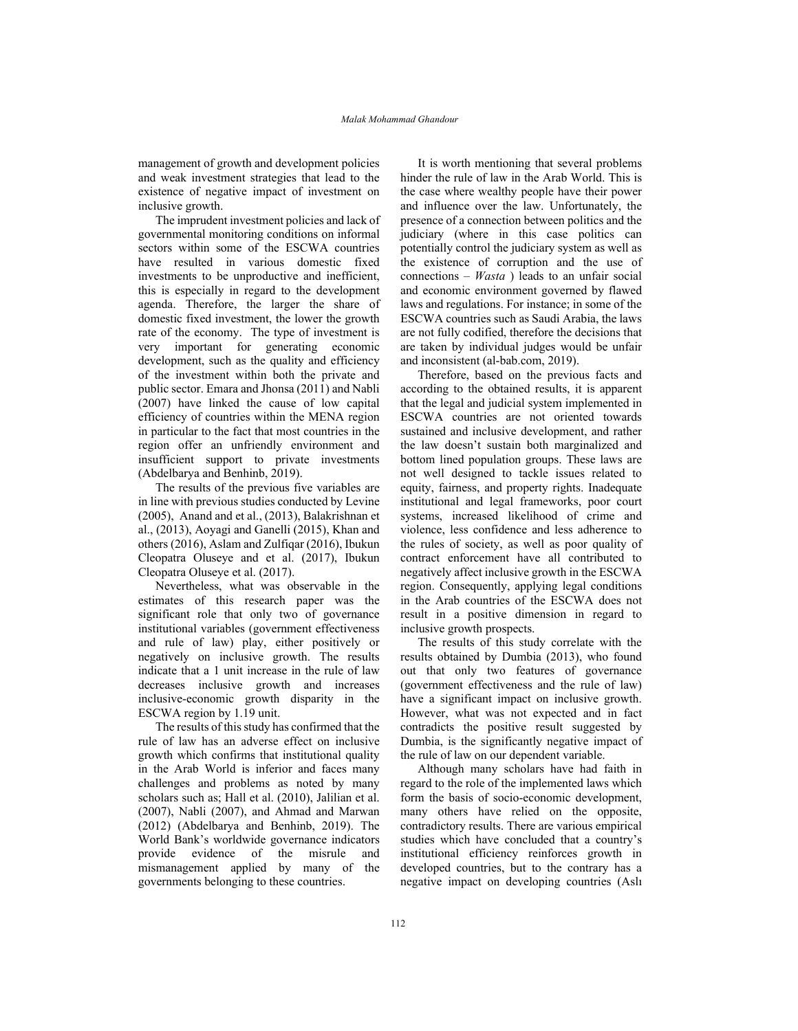management of growth and development policies and weak investment strategies that lead to the existence of negative impact of investment on inclusive growth.

The imprudent investment policies and lack of governmental monitoring conditions on informal sectors within some of the ESCWA countries have resulted in various domestic fixed investments to be unproductive and inefficient, this is especially in regard to the development agenda. Therefore, the larger the share of domestic fixed investment, the lower the growth rate of the economy. The type of investment is very important for generating economic development, such as the quality and efficiency of the investment within both the private and public sector. Emara and Jhonsa (2011) and Nabli (2007) have linked the cause of low capital efficiency of countries within the MENA region in particular to the fact that most countries in the region offer an unfriendly environment and insufficient support to private investments (Abdelbarya and Benhinb, 2019).

The results of the previous five variables are in line with previous studies conducted by Levine (2005), Anand and et al., (2013), Balakrishnan et al., (2013), Aoyagi and Ganelli (2015), Khan and others (2016), Aslam and Zulfiqar (2016), Ibukun Cleopatra Oluseye and et al. (2017), Ibukun Cleopatra Oluseye et al. (2017).

Nevertheless, what was observable in the estimates of this research paper was the significant role that only two of governance institutional variables (government effectiveness and rule of law) play, either positively or negatively on inclusive growth. The results indicate that a 1 unit increase in the rule of law decreases inclusive growth and increases inclusive-economic growth disparity in the ESCWA region by 1.19 unit.

The results of this study has confirmed that the rule of law has an adverse effect on inclusive growth which confirms that institutional quality in the Arab World is inferior and faces many challenges and problems as noted by many scholars such as; Hall et al. (2010), Jalilian et al. (2007), Nabli (2007), and Ahmad and Marwan (2012) (Abdelbarya and Benhinb, 2019). The World Bank's worldwide governance indicators provide evidence of the misrule and mismanagement applied by many of the governments belonging to these countries.

It is worth mentioning that several problems hinder the rule of law in the Arab World. This is the case where wealthy people have their power and influence over the law. Unfortunately, the presence of a connection between politics and the judiciary (where in this case politics can potentially control the judiciary system as well as the existence of corruption and the use of connections – *Wasta* ) leads to an unfair social and economic environment governed by flawed laws and regulations. For instance; in some of the ESCWA countries such as Saudi Arabia, the laws are not fully codified, therefore the decisions that are taken by individual judges would be unfair and inconsistent (al-bab.com, 2019).

Therefore, based on the previous facts and according to the obtained results, it is apparent that the legal and judicial system implemented in ESCWA countries are not oriented towards sustained and inclusive development, and rather the law doesn't sustain both marginalized and bottom lined population groups. These laws are not well designed to tackle issues related to equity, fairness, and property rights. Inadequate institutional and legal frameworks, poor court systems, increased likelihood of crime and violence, less confidence and less adherence to the rules of society, as well as poor quality of contract enforcement have all contributed to negatively affect inclusive growth in the ESCWA region. Consequently, applying legal conditions in the Arab countries of the ESCWA does not result in a positive dimension in regard to inclusive growth prospects.

The results of this study correlate with the results obtained by Dumbia (2013), who found out that only two features of governance (government effectiveness and the rule of law) have a significant impact on inclusive growth. However, what was not expected and in fact contradicts the positive result suggested by Dumbia, is the significantly negative impact of the rule of law on our dependent variable.

Although many scholars have had faith in regard to the role of the implemented laws which form the basis of socio-economic development, many others have relied on the opposite, contradictory results. There are various empirical studies which have concluded that a country's institutional efficiency reinforces growth in developed countries, but to the contrary has a negative impact on developing countries (Aslı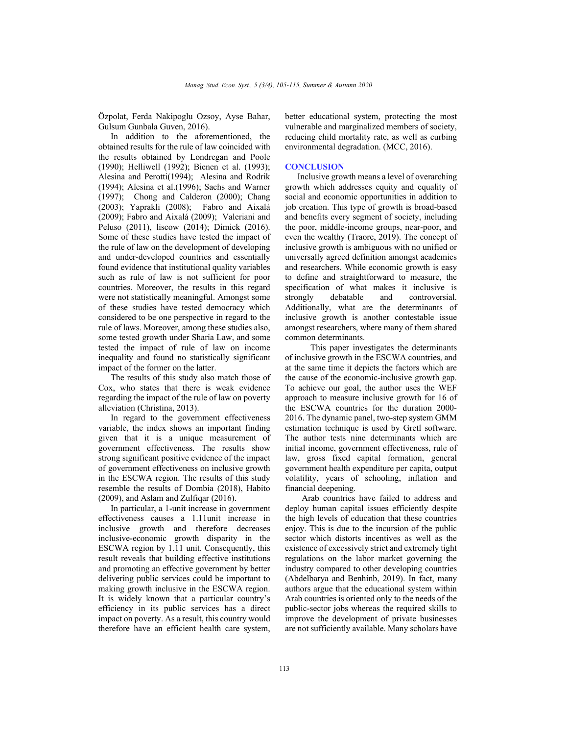Özpolat, Ferda Nakipoglu Ozsoy, Ayse Bahar, Gulsum Gunbala Guven, 2016).

In addition to the aforementioned, the obtained results for the rule of law coincided with the results obtained by Londregan and Poole (1990); Helliwell (1992); Bienen et al. (1993); Alesina and Perotti(1994); Alesina and Rodrik (1994); Alesina et al.(1996); Sachs and Warner (1997); Chong and Calderon (2000); Chang (2003); Yaprakli (2008); Fabro and Aixalá (2009); Fabro and Aixalá (2009); Valeriani and Peluso (2011), liscow (2014); Dimick (2016). Some of these studies have tested the impact of the rule of law on the development of developing and under-developed countries and essentially found evidence that institutional quality variables such as rule of law is not sufficient for poor countries. Moreover, the results in this regard were not statistically meaningful. Amongst some of these studies have tested democracy which considered to be one perspective in regard to the rule of laws. Moreover, among these studies also, some tested growth under Sharia Law, and some tested the impact of rule of law on income inequality and found no statistically significant impact of the former on the latter.

The results of this study also match those of Cox, who states that there is weak evidence regarding the impact of the rule of law on poverty alleviation (Christina, 2013).

In regard to the government effectiveness variable, the index shows an important finding given that it is a unique measurement of government effectiveness. The results show strong significant positive evidence of the impact of government effectiveness on inclusive growth in the ESCWA region. The results of this study resemble the results of Dombia (2018), Habito (2009), and Aslam and Zulfiqar (2016).

In particular, a 1-unit increase in government effectiveness causes a 1.11unit increase in inclusive growth and therefore decreases inclusive-economic growth disparity in the ESCWA region by 1.11 unit. Consequently, this result reveals that building effective institutions and promoting an effective government by better delivering public services could be important to making growth inclusive in the ESCWA region. It is widely known that a particular country's efficiency in its public services has a direct impact on poverty. As a result, this country would therefore have an efficient health care system, better educational system, protecting the most vulnerable and marginalized members of society, reducing child mortality rate, as well as curbing environmental degradation. (MCC, 2016).

## CONCLUSION

Inclusive growth means a level of overarching growth which addresses equity and equality of social and economic opportunities in addition to job creation. This type of growth is broad-based and benefits every segment of society, including the poor, middle-income groups, near-poor, and even the wealthy (Traore, 2019). The concept of inclusive growth is ambiguous with no unified or universally agreed definition amongst academics and researchers. While economic growth is easy to define and straightforward to measure, the specification of what makes it inclusive is strongly debatable and controversial. Additionally, what are the determinants of inclusive growth is another contestable issue amongst researchers, where many of them shared common determinants.

This paper investigates the determinants of inclusive growth in the ESCWA countries, and at the same time it depicts the factors which are the cause of the economic-inclusive growth gap. To achieve our goal, the author uses the WEF approach to measure inclusive growth for 16 of the ESCWA countries for the duration 2000-2016. The dynamic panel, two-step system GMM estimation technique is used by Gretl software. The author tests nine determinants which are initial income, government effectiveness, rule of law, gross fixed capital formation, general government health expenditure per capita, output volatility, years of schooling, inflation and financial deepening.

Arab countries have failed to address and deploy human capital issues efficiently despite the high levels of education that these countries enjoy. This is due to the incursion of the public sector which distorts incentives as well as the existence of excessively strict and extremely tight regulations on the labor market governing the industry compared to other developing countries (Abdelbarya and Benhinb, 2019). In fact, many authors argue that the educational system within Arab countries is oriented only to the needs of the public-sector jobs whereas the required skills to improve the development of private businesses are not sufficiently available. Many scholars have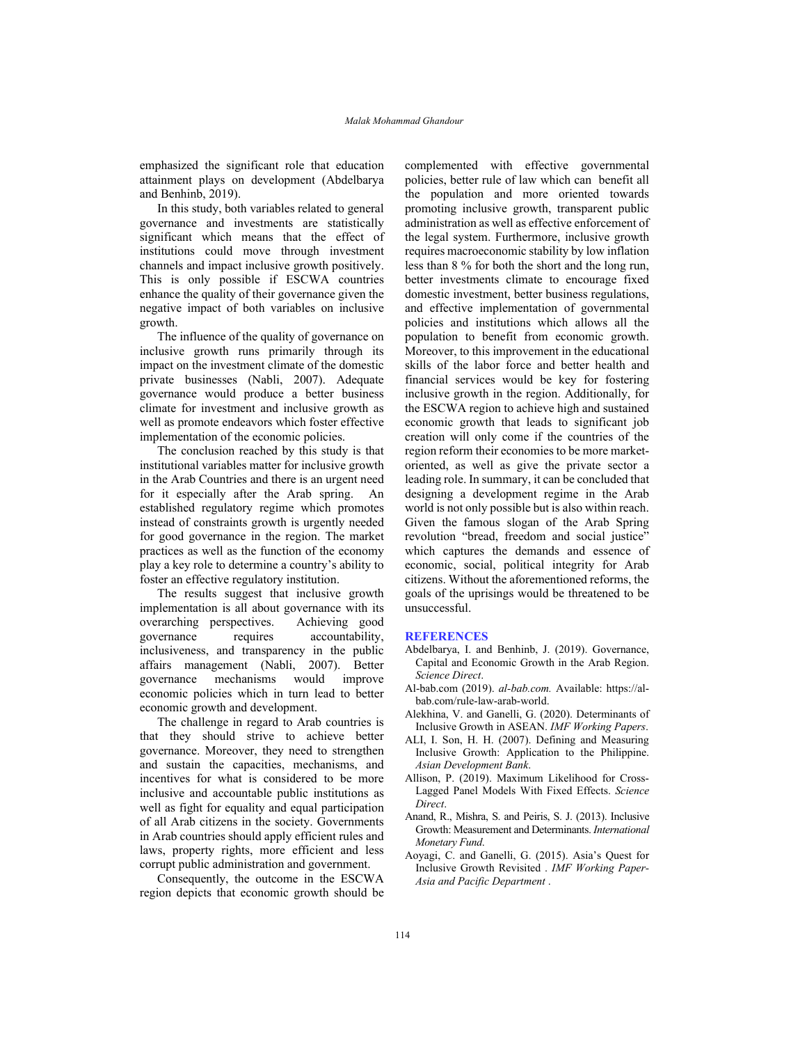emphasized the significant role that education attainment plays on development (Abdelbarya and Benhinb, 2019).

In this study, both variables related to general governance and investments are statistically significant which means that the effect of institutions could move through investment channels and impact inclusive growth positively. This is only possible if ESCWA countries enhance the quality of their governance given the negative impact of both variables on inclusive growth.

The influence of the quality of governance on inclusive growth runs primarily through its impact on the investment climate of the domestic private businesses (Nabli, 2007). Adequate governance would produce a better business climate for investment and inclusive growth as well as promote endeavors which foster effective implementation of the economic policies.

The conclusion reached by this study is that institutional variables matter for inclusive growth in the Arab Countries and there is an urgent need for it especially after the Arab spring. An established regulatory regime which promotes instead of constraints growth is urgently needed for good governance in the region. The market practices as well as the function of the economy play a key role to determine a country's ability to foster an effective regulatory institution.

The results suggest that inclusive growth implementation is all about governance with its overarching perspectives. Achieving good governance requires accountability, inclusiveness, and transparency in the public affairs management (Nabli, 2007). Better governance mechanisms would improve economic policies which in turn lead to better economic growth and development.

The challenge in regard to Arab countries is that they should strive to achieve better governance. Moreover, they need to strengthen and sustain the capacities, mechanisms, and incentives for what is considered to be more inclusive and accountable public institutions as well as fight for equality and equal participation of all Arab citizens in the society. Governments in Arab countries should apply efficient rules and laws, property rights, more efficient and less corrupt public administration and government.

Consequently, the outcome in the ESCWA region depicts that economic growth should be complemented with effective governmental policies, better rule of law which can benefit all the population and more oriented towards promoting inclusive growth, transparent public administration as well as effective enforcement of the legal system. Furthermore, inclusive growth requires macroeconomic stability by low inflation less than 8 % for both the short and the long run, better investments climate to encourage fixed domestic investment, better business regulations, and effective implementation of governmental policies and institutions which allows all the population to benefit from economic growth. Moreover, to this improvement in the educational skills of the labor force and better health and financial services would be key for fostering inclusive growth in the region. Additionally, for the ESCWA region to achieve high and sustained economic growth that leads to significant job creation will only come if the countries of the region reform their economies to be more market-oriented, as well as give the private sector a leading role. In summary, it can be concluded that designing a development regime in the Arab world is not only possible but is also within reach. Given the famous slogan of the Arab Spring revolution "bread, freedom and social justice" which captures the demands and essence of economic, social, political integrity for Arab citizens. Without the aforementioned reforms, the goals of the uprisings would be threatened to be unsuccessful.

## REFERENCES

Abdelbarya, I. and Benhinb, J. (2019). Governance, Capital and Economic Growth in the Arab Region. *Science Direct*.

Al-bab.com (2019). *al-bab.com.* Available: https://al-bab.com/rule-law-arab-world.

Alekhina, V. and Ganelli, G. (2020). Determinants of Inclusive Growth in ASEAN. *IMF Working Papers*.

ALI, I. Son, H. H. (2007). Defining and Measuring Inclusive Growth: Application to the Philippine. *Asian Development Bank*.

Allison, P. (2019). Maximum Likelihood for Cross-Lagged Panel Models With Fixed Effects. *Science Direct*.

Anand, R., Mishra, S. and Peiris, S. J. (2013). Inclusive Growth: Measurement and Determinants. *International Monetary Fund*.

Aoyagi, C. and Ganelli, G. (2015). Asia's Quest for Inclusive Growth Revisited . *IMF Working Paper-Asia and Pacific Department* .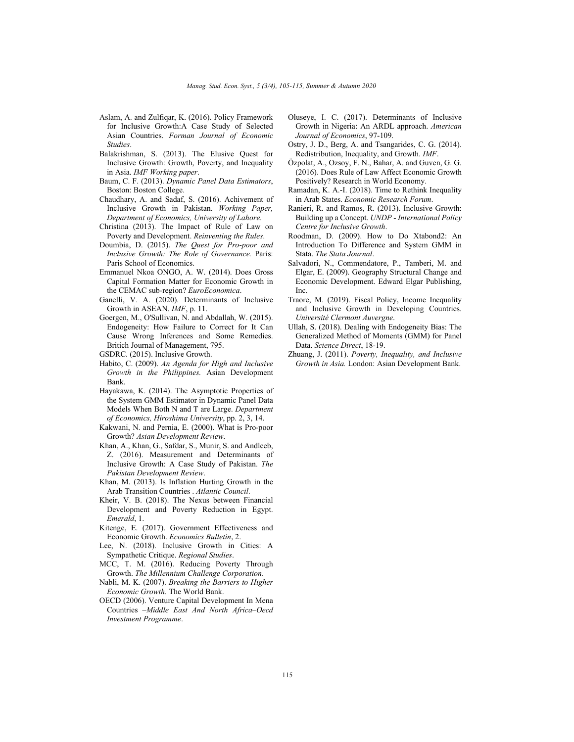Aslam, A. and Zulfiqar, K. (2016). Policy Framework for Inclusive Growth:A Case Study of Selected Asian Countries. *Forman Journal of Economic Studies*.

Balakrishman, S. (2013). The Elusive Quest for Inclusive Growth: Growth, Poverty, and Inequality in Asia. *IMF Working paper*.

Baum, C. F. (2013). *Dynamic Panel Data Estimators*, Boston: Boston College.

Chaudhary, A. and Sadaf, S. (2016). Achivement of Inclusive Growth in Pakistan. *Working Paper, Department of Economics, University of Lahore*.

Christina (2013). The Impact of Rule of Law on Poverty and Development. *Reinventing the Rules*.

Doumbia, D. (2015). *The Quest for Pro-poor and Inclusive Growth: The Role of Governance.* Paris: Paris School of Economics.

Emmanuel Nkoa ONGO, A. W. (2014). Does Gross Capital Formation Matter for Economic Growth in the CEMAC sub-region? *EuroEconomica*.

Ganelli, V. A. (2020). Determinants of Inclusive Growth in ASEAN. *IMF*, p. 11.

Goergen, M., O'Sullivan, N. and Abdallah, W. (2015). Endogeneity: How Failure to Correct for It Can Cause Wrong Inferences and Some Remedies. Britich Journal of Management, 795.

GSDRC. (2015). Inclusive Growth.

Habito, C. (2009). *An Agenda for High and Inclusive Growth in the Philippines.* Asian Development Bank.

Hayakawa, K. (2014). The Asymptotic Properties of the System GMM Estimator in Dynamic Panel Data Models When Both N and T are Large. *Department of Economics, Hiroshima University*, pp. 2, 3, 14.

Kakwani, N. and Pernia, E. (2000). What is Pro-poor Growth? *Asian Development Review*.

Khan, A., Khan, G., Safdar, S., Munir, S. and Andleeb, Z. (2016). Measurement and Determinants of Inclusive Growth: A Case Study of Pakistan. *The Pakistan Development Review*.

Khan, M. (2013). Is Inflation Hurting Growth in the Arab Transition Countries . *Atlantic Council*.

Kheir, V. B. (2018). The Nexus between Financial Development and Poverty Reduction in Egypt. *Emerald*, 1.

Kitenge, E. (2017). Government Effectiveness and Economic Growth. *Economics Bulletin*, 2.

Lee, N. (2018). Inclusive Growth in Cities: A Sympathetic Critique. *Regional Studies*.

MCC, T. M. (2016). Reducing Poverty Through Growth. *The Millennium Challenge Corporation*.

Nabli, M. K. (2007). *Breaking the Barriers to Higher Economic Growth.* The World Bank.

OECD (2006). Venture Capital Development In Mena Countries *–Middle East And North Africa–Oecd Investment Programme*.

Oluseye, I. C. (2017). Determinants of Inclusive Growth in Nigeria: An ARDL approach. *American Journal of Economics*, 97-109.

Ostry, J. D., Berg, A. and Tsangarides, C. G. (2014). Redistribution, Inequality, and Growth. *IMF*.

Özpolat, A., Ozsoy, F. N., Bahar, A. and Guven, G. G. (2016). Does Rule of Law Affect Economic Growth Positively? Research in World Economy.

Ramadan, K. A.-I. (2018). Time to Rethink Inequality in Arab States. *Economic Research Forum*.

Ranieri, R. and Ramos, R. (2013). Inclusive Growth: Building up a Concept. *UNDP - International Policy Centre for Inclusive Growth*.

Roodman, D. (2009). How to Do Xtabond2: An Introduction To Difference and System GMM in Stata. *The Stata Journal*.

Salvadori, N., Commendatore, P., Tamberi, M. and Elgar, E. (2009). Geography Structural Change and Economic Development. Edward Elgar Publishing, Inc.

Traore, M. (2019). Fiscal Policy, Income Inequality and Inclusive Growth in Developing Countries. *Université Clermont Auvergne*.

Ullah, S. (2018). Dealing with Endogeneity Bias: The Generalized Method of Moments (GMM) for Panel Data. *Science Direct*, 18-19.

Zhuang, J. (2011). *Poverty, Inequality, and Inclusive Growth in Asia.* London: Asian Development Bank.